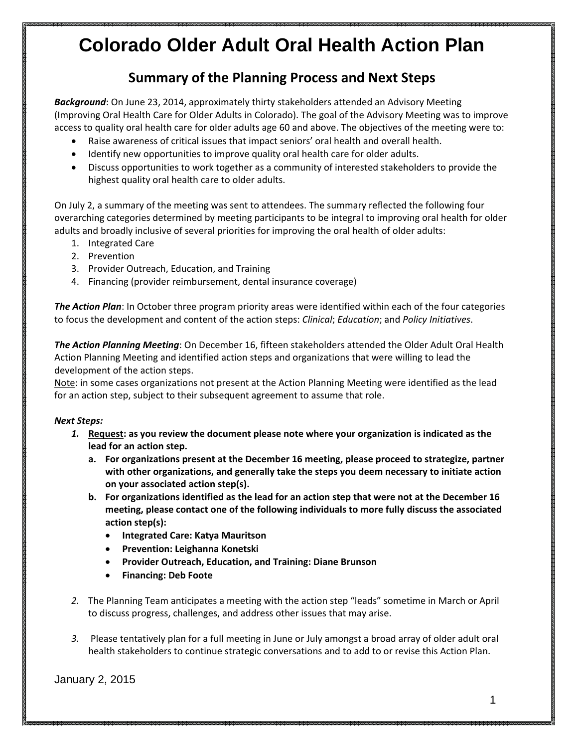# Colorado Older Adult Oral Health Action Plan

## Summary of the Planning Process and Next Steps

***Background***: On June 23, 2014, approximately thirty stakeholders attended an Advisory Meeting (Improving Oral Health Care for Older Adults in Colorado). The goal of the Advisory Meeting was to improve access to quality oral health care for older adults age 60 and above. The objectives of the meeting were to:

- Raise awareness of critical issues that impact seniors' oral health and overall health.
- Identify new opportunities to improve quality oral health care for older adults.
- Discuss opportunities to work together as a community of interested stakeholders to provide the highest quality oral health care to older adults.

On July 2, a summary of the meeting was sent to attendees. The summary reflected the following four overarching categories determined by meeting participants to be integral to improving oral health for older adults and broadly inclusive of several priorities for improving the oral health of older adults:

1. Integrated Care
2. Prevention
3. Provider Outreach, Education, and Training
4. Financing (provider reimbursement, dental insurance coverage)

***The Action Plan***: In October three program priority areas were identified within each of the four categories to focus the development and content of the action steps: *Clinical*; *Education*; and *Policy Initiatives*.

***The Action Planning Meeting***: On December 16, fifteen stakeholders attended the Older Adult Oral Health Action Planning Meeting and identified action steps and organizations that were willing to lead the development of the action steps.
Note: in some cases organizations not present at the Action Planning Meeting were identified as the lead for an action step, subject to their subsequent agreement to assume that role.

***Next Steps:***

1. **Request: as you review the document please note where your organization is indicated as the lead for an action step.**
   a. **For organizations present at the December 16 meeting, please proceed to strategize, partner with other organizations, and generally take the steps you deem necessary to initiate action on your associated action step(s).**
   b. **For organizations identified as the lead for an action step that were not at the December 16 meeting, please contact one of the following individuals to more fully discuss the associated action step(s):**
      - **Integrated Care: Katya Mauritson**
      - **Prevention: Leighanna Konetski**
      - **Provider Outreach, Education, and Training: Diane Brunson**
      - **Financing: Deb Foote**

2. The Planning Team anticipates a meeting with the action step "leads" sometime in March or April to discuss progress, challenges, and address other issues that may arise.

3. Please tentatively plan for a full meeting in June or July amongst a broad array of older adult oral health stakeholders to continue strategic conversations and to add to or revise this Action Plan.

January 2, 2015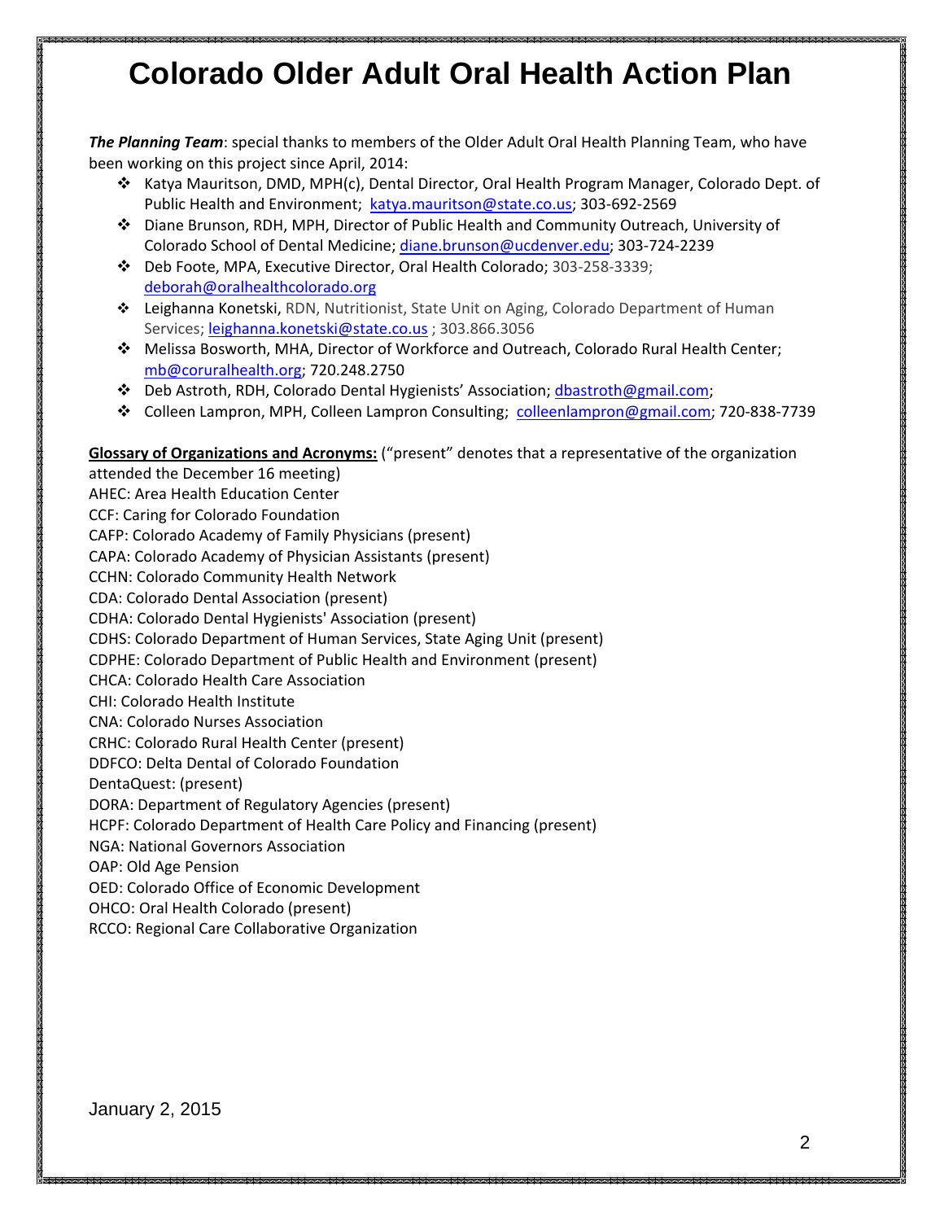# Colorado Older Adult Oral Health Action Plan

***The Planning Team***: special thanks to members of the Older Adult Oral Health Planning Team, who have been working on this project since April, 2014:

- Katya Mauritson, DMD, MPH(c), Dental Director, Oral Health Program Manager, Colorado Dept. of Public Health and Environment; katya.mauritson@state.co.us; 303-692-2569
- Diane Brunson, RDH, MPH, Director of Public Health and Community Outreach, University of Colorado School of Dental Medicine; diane.brunson@ucdenver.edu; 303-724-2239
- Deb Foote, MPA, Executive Director, Oral Health Colorado; 303-258-3339; deborah@oralhealthcolorado.org
- Leighanna Konetski, RDN, Nutritionist, State Unit on Aging, Colorado Department of Human Services; leighanna.konetski@state.co.us ; 303.866.3056
- Melissa Bosworth, MHA, Director of Workforce and Outreach, Colorado Rural Health Center; mb@coruralhealth.org; 720.248.2750
- Deb Astroth, RDH, Colorado Dental Hygienists' Association; dbastroth@gmail.com;
- Colleen Lampron, MPH, Colleen Lampron Consulting; colleenlampron@gmail.com; 720-838-7739

**Glossary of Organizations and Acronyms:** ("present" denotes that a representative of the organization attended the December 16 meeting)

AHEC: Area Health Education Center
CCF: Caring for Colorado Foundation
CAFP: Colorado Academy of Family Physicians (present)
CAPA: Colorado Academy of Physician Assistants (present)
CCHN: Colorado Community Health Network
CDA: Colorado Dental Association (present)
CDHA: Colorado Dental Hygienists' Association (present)
CDHS: Colorado Department of Human Services, State Aging Unit (present)
CDPHE: Colorado Department of Public Health and Environment (present)
CHCA: Colorado Health Care Association
CHI: Colorado Health Institute
CNA: Colorado Nurses Association
CRHC: Colorado Rural Health Center (present)
DDFCO: Delta Dental of Colorado Foundation
DentaQuest: (present)
DORA: Department of Regulatory Agencies (present)
HCPF: Colorado Department of Health Care Policy and Financing (present)
NGA: National Governors Association
OAP: Old Age Pension
OED: Colorado Office of Economic Development
OHCO: Oral Health Colorado (present)
RCCO: Regional Care Collaborative Organization

January 2, 2015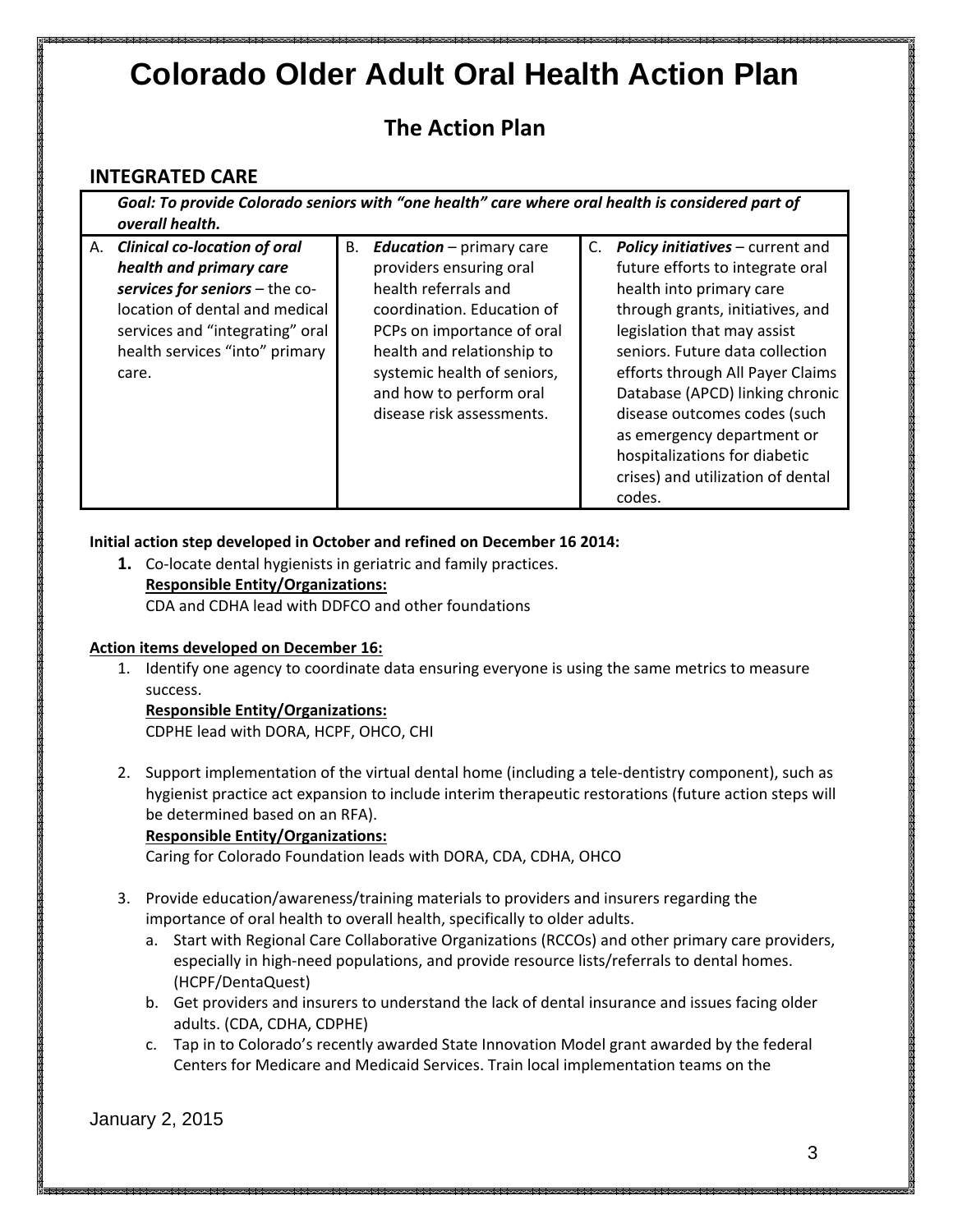# Colorado Older Adult Oral Health Action Plan

## The Action Plan

### INTEGRATED CARE

| ***Goal: To provide Colorado seniors with "one health" care where oral health is considered part of overall health.*** | | |
|---|---|---|
| A. ***Clinical co-location of oral health and primary care services for seniors*** – the co-location of dental and medical services and "integrating" oral health services "into" primary care. | B. ***Education*** – primary care providers ensuring oral health referrals and coordination. Education of PCPs on importance of oral health and relationship to systemic health of seniors, and how to perform oral disease risk assessments. | C. ***Policy initiatives*** – current and future efforts to integrate oral health into primary care through grants, initiatives, and legislation that may assist seniors. Future data collection efforts through All Payer Claims Database (APCD) linking chronic disease outcomes codes (such as emergency department or hospitalizations for diabetic crises) and utilization of dental codes. |

**Initial action step developed in October and refined on December 16 2014:**

1. Co-locate dental hygienists in geriatric and family practices.
   <u>**Responsible Entity/Organizations:**</u>
   CDA and CDHA lead with DDFCO and other foundations

<u>**Action items developed on December 16:**</u>

1. Identify one agency to coordinate data ensuring everyone is using the same metrics to measure success.
   <u>**Responsible Entity/Organizations:**</u>
   CDPHE lead with DORA, HCPF, OHCO, CHI

2. Support implementation of the virtual dental home (including a tele-dentistry component), such as hygienist practice act expansion to include interim therapeutic restorations (future action steps will be determined based on an RFA).
   <u>**Responsible Entity/Organizations:**</u>
   Caring for Colorado Foundation leads with DORA, CDA, CDHA, OHCO

3. Provide education/awareness/training materials to providers and insurers regarding the importance of oral health to overall health, specifically to older adults.
   a. Start with Regional Care Collaborative Organizations (RCCOs) and other primary care providers, especially in high-need populations, and provide resource lists/referrals to dental homes. (HCPF/DentaQuest)
   b. Get providers and insurers to understand the lack of dental insurance and issues facing older adults. (CDA, CDHA, CDPHE)
   c. Tap in to Colorado's recently awarded State Innovation Model grant awarded by the federal Centers for Medicare and Medicaid Services. Train local implementation teams on the

January 2, 2015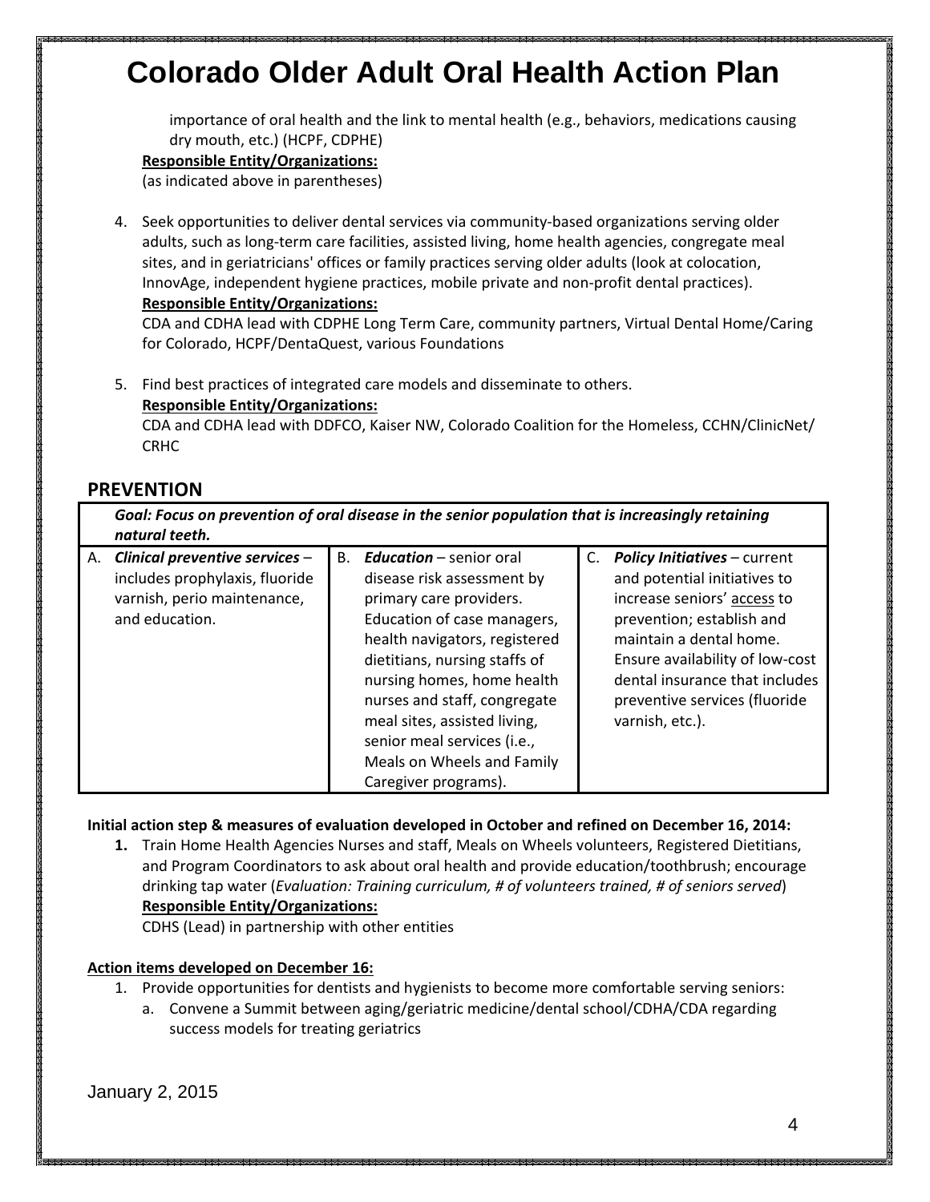importance of oral health and the link to mental health (e.g., behaviors, medications causing dry mouth, etc.) (HCPF, CDPHE)

**Responsible Entity/Organizations:**
(as indicated above in parentheses)

4. Seek opportunities to deliver dental services via community-based organizations serving older adults, such as long-term care facilities, assisted living, home health agencies, congregate meal sites, and in geriatricians' offices or family practices serving older adults (look at colocation, InnovAge, independent hygiene practices, mobile private and non-profit dental practices).
   **Responsible Entity/Organizations:**
   CDA and CDHA lead with CDPHE Long Term Care, community partners, Virtual Dental Home/Caring for Colorado, HCPF/DentaQuest, various Foundations

5. Find best practices of integrated care models and disseminate to others.
   **Responsible Entity/Organizations:**
   CDA and CDHA lead with DDFCO, Kaiser NW, Colorado Coalition for the Homeless, CCHN/ClinicNet/CRHC

## PREVENTION

| ***Goal: Focus on prevention of oral disease in the senior population that is increasingly retaining natural teeth.*** | | |
|---|---|---|
| A. ***Clinical preventive services*** – includes prophylaxis, fluoride varnish, perio maintenance, and education. | B. ***Education*** – senior oral disease risk assessment by primary care providers. Education of case managers, health navigators, registered dietitians, nursing staffs of nursing homes, home health nurses and staff, congregate meal sites, assisted living, senior meal services (i.e., Meals on Wheels and Family Caregiver programs). | C. ***Policy Initiatives*** – current and potential initiatives to increase seniors' <u>access</u> to prevention; establish and maintain a dental home. Ensure availability of low-cost dental insurance that includes preventive services (fluoride varnish, etc.). |

**Initial action step & measures of evaluation developed in October and refined on December 16, 2014:**

1. Train Home Health Agencies Nurses and staff, Meals on Wheels volunteers, Registered Dietitians, and Program Coordinators to ask about oral health and provide education/toothbrush; encourage drinking tap water (*Evaluation: Training curriculum, # of volunteers trained, # of seniors served*)
   **Responsible Entity/Organizations:**
   CDHS (Lead) in partnership with other entities

**<u>Action items developed on December 16:</u>**

1. Provide opportunities for dentists and hygienists to become more comfortable serving seniors:
   a. Convene a Summit between aging/geriatric medicine/dental school/CDHA/CDA regarding success models for treating geriatrics

January 2, 2015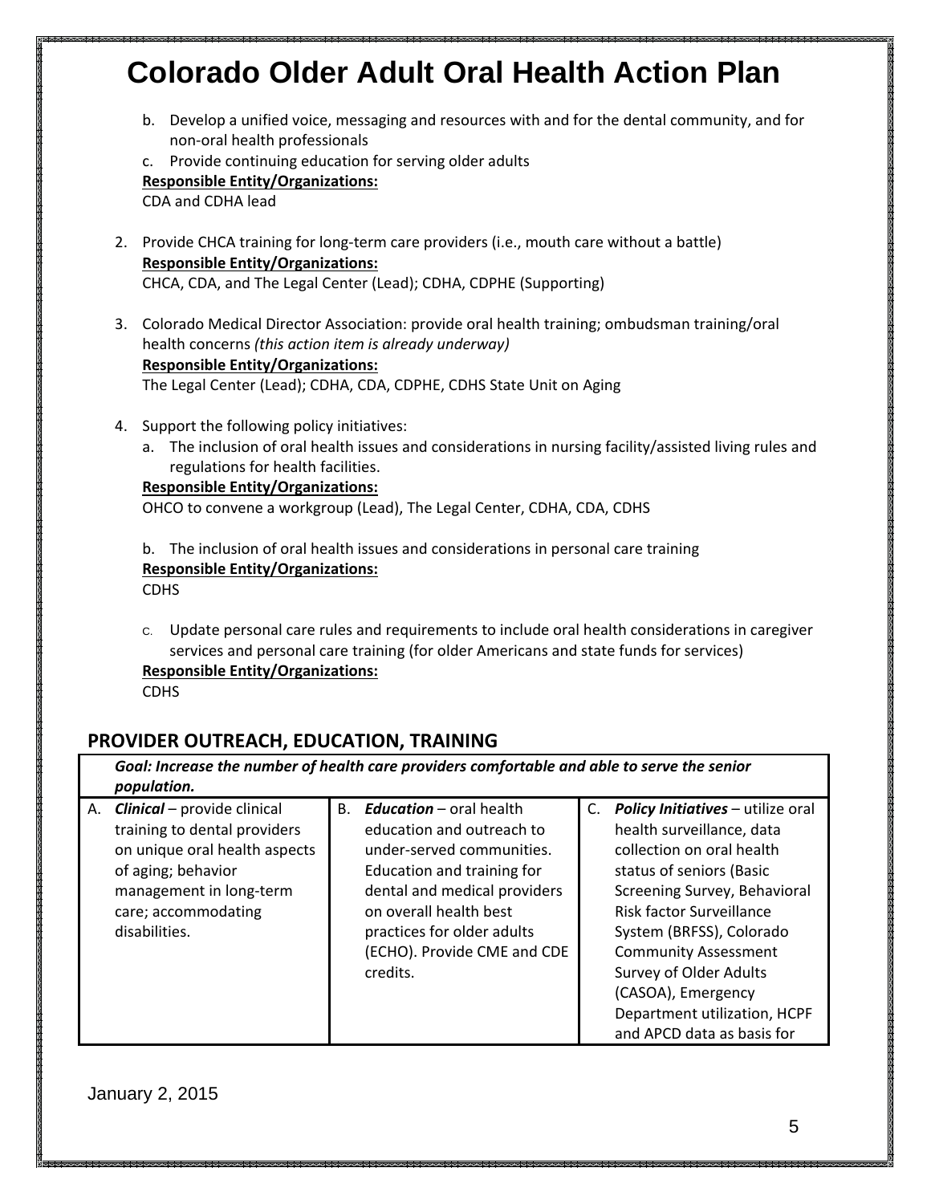b. Develop a unified voice, messaging and resources with and for the dental community, and for non-oral health professionals
   c. Provide continuing education for serving older adults

   **Responsible Entity/Organizations:**
   CDA and CDHA lead

2. Provide CHCA training for long-term care providers (i.e., mouth care without a battle)
   **Responsible Entity/Organizations:**
   CHCA, CDA, and The Legal Center (Lead); CDHA, CDPHE (Supporting)

3. Colorado Medical Director Association: provide oral health training; ombudsman training/oral health concerns *(this action item is already underway)*
   **Responsible Entity/Organizations:**
   The Legal Center (Lead); CDHA, CDA, CDPHE, CDHS State Unit on Aging

4. Support the following policy initiatives:
   a. The inclusion of oral health issues and considerations in nursing facility/assisted living rules and regulations for health facilities.

   **Responsible Entity/Organizations:**
   OHCO to convene a workgroup (Lead), The Legal Center, CDHA, CDA, CDHS

   b. The inclusion of oral health issues and considerations in personal care training

   **Responsible Entity/Organizations:**
   CDHS

   c. Update personal care rules and requirements to include oral health considerations in caregiver services and personal care training (for older Americans and state funds for services)

   **Responsible Entity/Organizations:**
   CDHS

## PROVIDER OUTREACH, EDUCATION, TRAINING

| ***Goal: Increase the number of health care providers comfortable and able to serve the senior population.*** | | |
|---|---|---|
| A. ***Clinical*** – provide clinical training to dental providers on unique oral health aspects of aging; behavior management in long-term care; accommodating disabilities. | B. ***Education*** – oral health education and outreach to under-served communities. Education and training for dental and medical providers on overall health best practices for older adults (ECHO). Provide CME and CDE credits. | C. ***Policy Initiatives*** – utilize oral health surveillance, data collection on oral health status of seniors (Basic Screening Survey, Behavioral Risk factor Surveillance System (BRFSS), Colorado Community Assessment Survey of Older Adults (CASOA), Emergency Department utilization, HCPF and APCD data as basis for |

January 2, 2015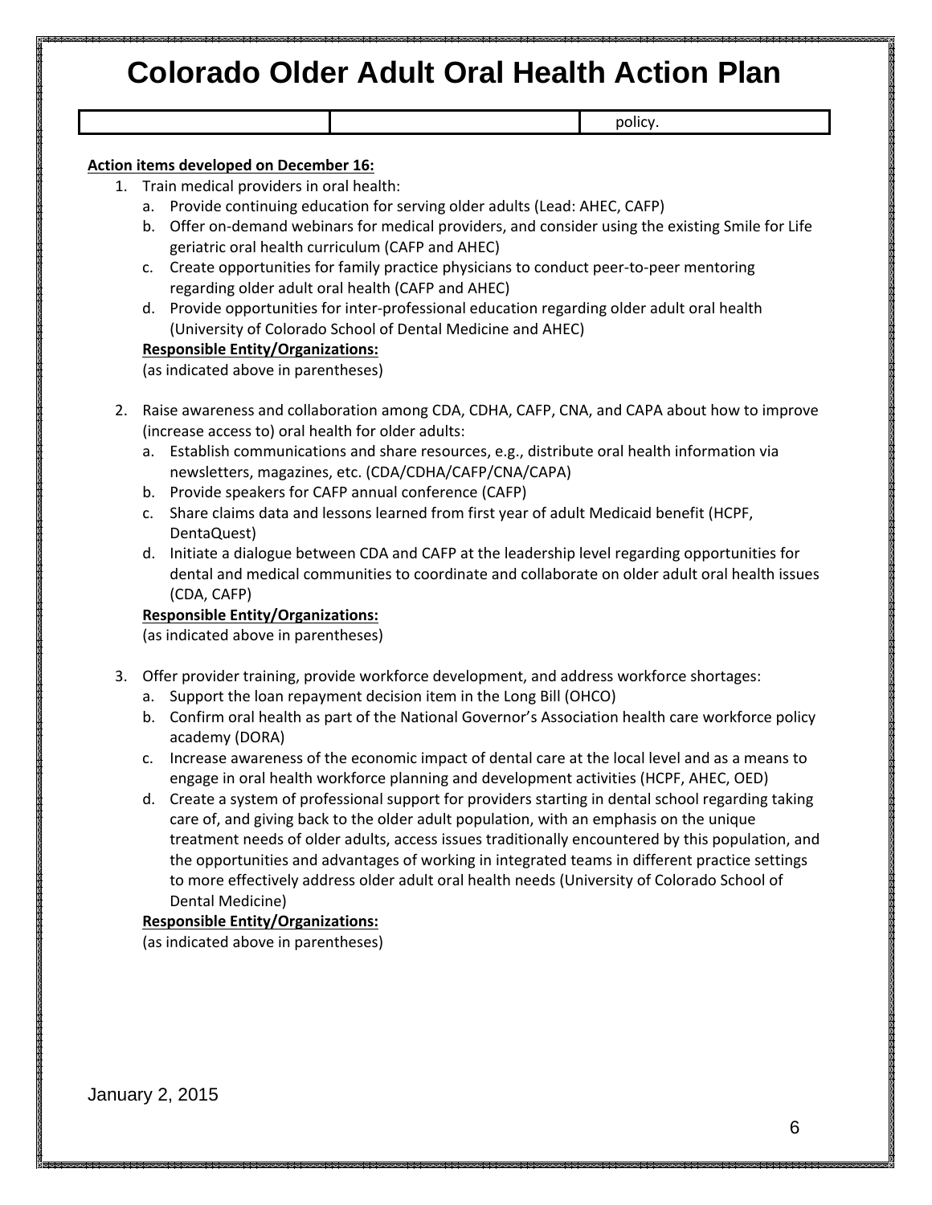| | | policy. |
|---|---|---|

**Action items developed on December 16:**

1. Train medical providers in oral health:
   a. Provide continuing education for serving older adults (Lead: AHEC, CAFP)
   b. Offer on-demand webinars for medical providers, and consider using the existing Smile for Life geriatric oral health curriculum (CAFP and AHEC)
   c. Create opportunities for family practice physicians to conduct peer-to-peer mentoring regarding older adult oral health (CAFP and AHEC)
   d. Provide opportunities for inter-professional education regarding older adult oral health (University of Colorado School of Dental Medicine and AHEC)

   **Responsible Entity/Organizations:**
   (as indicated above in parentheses)

2. Raise awareness and collaboration among CDA, CDHA, CAFP, CNA, and CAPA about how to improve (increase access to) oral health for older adults:
   a. Establish communications and share resources, e.g., distribute oral health information via newsletters, magazines, etc. (CDA/CDHA/CAFP/CNA/CAPA)
   b. Provide speakers for CAFP annual conference (CAFP)
   c. Share claims data and lessons learned from first year of adult Medicaid benefit (HCPF, DentaQuest)
   d. Initiate a dialogue between CDA and CAFP at the leadership level regarding opportunities for dental and medical communities to coordinate and collaborate on older adult oral health issues (CDA, CAFP)

   **Responsible Entity/Organizations:**
   (as indicated above in parentheses)

3. Offer provider training, provide workforce development, and address workforce shortages:
   a. Support the loan repayment decision item in the Long Bill (OHCO)
   b. Confirm oral health as part of the National Governor's Association health care workforce policy academy (DORA)
   c. Increase awareness of the economic impact of dental care at the local level and as a means to engage in oral health workforce planning and development activities (HCPF, AHEC, OED)
   d. Create a system of professional support for providers starting in dental school regarding taking care of, and giving back to the older adult population, with an emphasis on the unique treatment needs of older adults, access issues traditionally encountered by this population, and the opportunities and advantages of working in integrated teams in different practice settings to more effectively address older adult oral health needs (University of Colorado School of Dental Medicine)

   **Responsible Entity/Organizations:**
   (as indicated above in parentheses)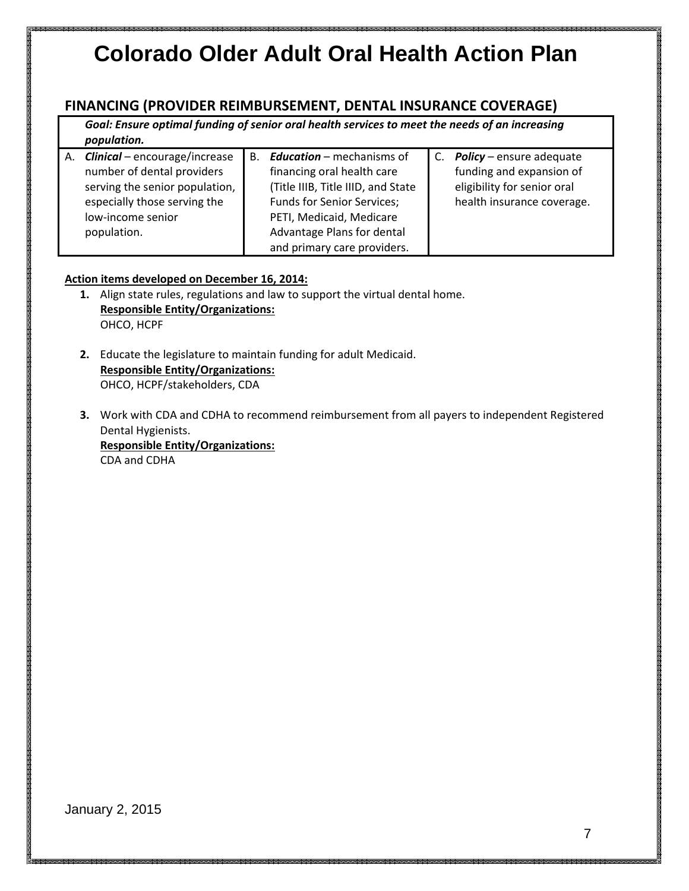# Colorado Older Adult Oral Health Action Plan

## FINANCING (PROVIDER REIMBURSEMENT, DENTAL INSURANCE COVERAGE)

| ***Goal: Ensure optimal funding of senior oral health services to meet the needs of an increasing population.*** | | |
|---|---|---|
| A. ***Clinical*** – encourage/increase number of dental providers serving the senior population, especially those serving the low-income senior population. | B. ***Education*** – mechanisms of financing oral health care (Title IIIB, Title IIID, and State Funds for Senior Services; PETI, Medicaid, Medicare Advantage Plans for dental and primary care providers. | C. ***Policy*** – ensure adequate funding and expansion of eligibility for senior oral health insurance coverage. |

**Action items developed on December 16, 2014:**

1. Align state rules, regulations and law to support the virtual dental home.
   **Responsible Entity/Organizations:**
   OHCO, HCPF

2. Educate the legislature to maintain funding for adult Medicaid.
   **Responsible Entity/Organizations:**
   OHCO, HCPF/stakeholders, CDA

3. Work with CDA and CDHA to recommend reimbursement from all payers to independent Registered Dental Hygienists.
   **Responsible Entity/Organizations:**
   CDA and CDHA

January 2, 2015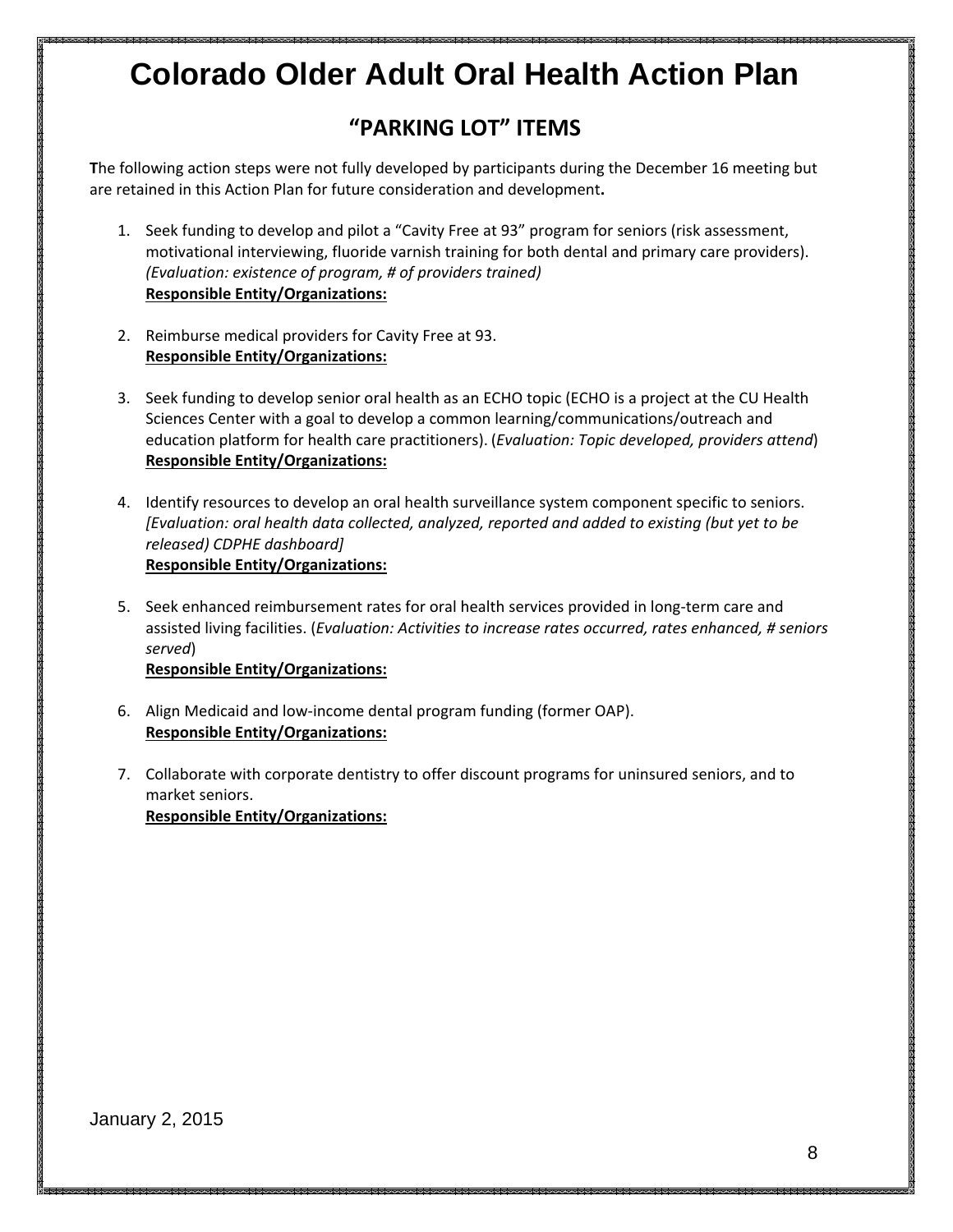# Colorado Older Adult Oral Health Action Plan

## "PARKING LOT" ITEMS

The following action steps were not fully developed by participants during the December 16 meeting but are retained in this Action Plan for future consideration and development.

1. Seek funding to develop and pilot a "Cavity Free at 93" program for seniors (risk assessment, motivational interviewing, fluoride varnish training for both dental and primary care providers). *(Evaluation: existence of program, # of providers trained)*
   **Responsible Entity/Organizations:**

2. Reimburse medical providers for Cavity Free at 93.
   **Responsible Entity/Organizations:**

3. Seek funding to develop senior oral health as an ECHO topic (ECHO is a project at the CU Health Sciences Center with a goal to develop a common learning/communications/outreach and education platform for health care practitioners). (*Evaluation: Topic developed, providers attend*)
   **Responsible Entity/Organizations:**

4. Identify resources to develop an oral health surveillance system component specific to seniors. *[Evaluation: oral health data collected, analyzed, reported and added to existing (but yet to be released) CDPHE dashboard]*
   **Responsible Entity/Organizations:**

5. Seek enhanced reimbursement rates for oral health services provided in long-term care and assisted living facilities. (*Evaluation: Activities to increase rates occurred, rates enhanced, # seniors served*)
   **Responsible Entity/Organizations:**

6. Align Medicaid and low-income dental program funding (former OAP).
   **Responsible Entity/Organizations:**

7. Collaborate with corporate dentistry to offer discount programs for uninsured seniors, and to market seniors.
   **Responsible Entity/Organizations:**

January 2, 2015